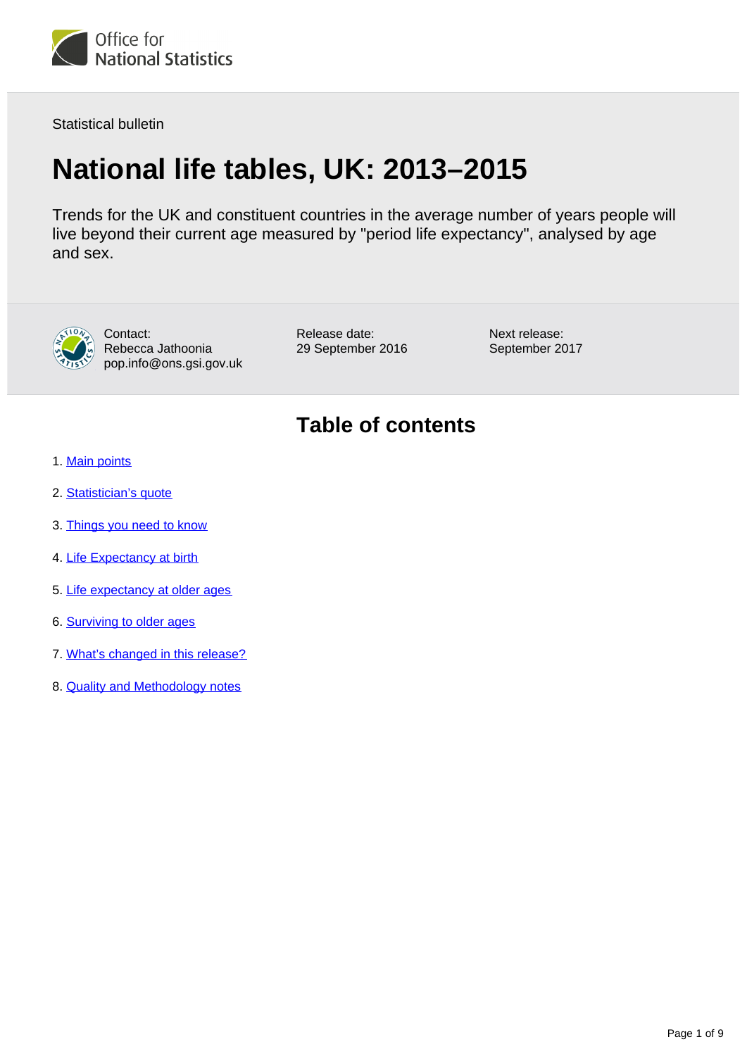Statistical bulletin

# National life tables, UK: 2013–2015

Trends for the UK and constituent countries in the average number of years people will live beyond their current age measured by "period life expectancy", analysed by age and sex.

Contact:
Rebecca Jathoonia
pop.info@ons.gsi.gov.uk

Release date:
29 September 2016

Next release:
September 2017

## Table of contents

1. Main points
2. Statistician's quote
3. Things you need to know
4. Life Expectancy at birth
5. Life expectancy at older ages
6. Surviving to older ages
7. What's changed in this release?
8. Quality and Methodology notes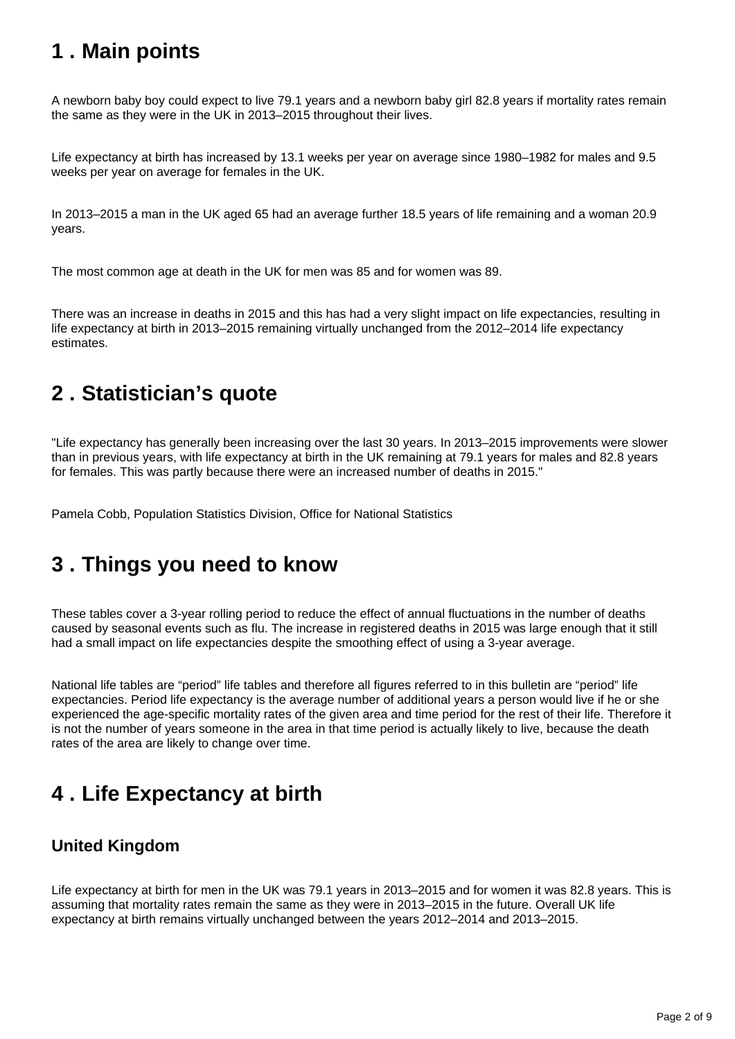## 1 . Main points

A newborn baby boy could expect to live 79.1 years and a newborn baby girl 82.8 years if mortality rates remain the same as they were in the UK in 2013–2015 throughout their lives.

Life expectancy at birth has increased by 13.1 weeks per year on average since 1980–1982 for males and 9.5 weeks per year on average for females in the UK.

In 2013–2015 a man in the UK aged 65 had an average further 18.5 years of life remaining and a woman 20.9 years.

The most common age at death in the UK for men was 85 and for women was 89.

There was an increase in deaths in 2015 and this has had a very slight impact on life expectancies, resulting in life expectancy at birth in 2013–2015 remaining virtually unchanged from the 2012–2014 life expectancy estimates.

## 2 . Statistician's quote

"Life expectancy has generally been increasing over the last 30 years. In 2013–2015 improvements were slower than in previous years, with life expectancy at birth in the UK remaining at 79.1 years for males and 82.8 years for females. This was partly because there were an increased number of deaths in 2015."

Pamela Cobb, Population Statistics Division, Office for National Statistics

## 3 . Things you need to know

These tables cover a 3-year rolling period to reduce the effect of annual fluctuations in the number of deaths caused by seasonal events such as flu. The increase in registered deaths in 2015 was large enough that it still had a small impact on life expectancies despite the smoothing effect of using a 3-year average.

National life tables are "period" life tables and therefore all figures referred to in this bulletin are "period" life expectancies. Period life expectancy is the average number of additional years a person would live if he or she experienced the age-specific mortality rates of the given area and time period for the rest of their life. Therefore it is not the number of years someone in the area in that time period is actually likely to live, because the death rates of the area are likely to change over time.

## 4 . Life Expectancy at birth

### United Kingdom

Life expectancy at birth for men in the UK was 79.1 years in 2013–2015 and for women it was 82.8 years. This is assuming that mortality rates remain the same as they were in 2013–2015 in the future. Overall UK life expectancy at birth remains virtually unchanged between the years 2012–2014 and 2013–2015.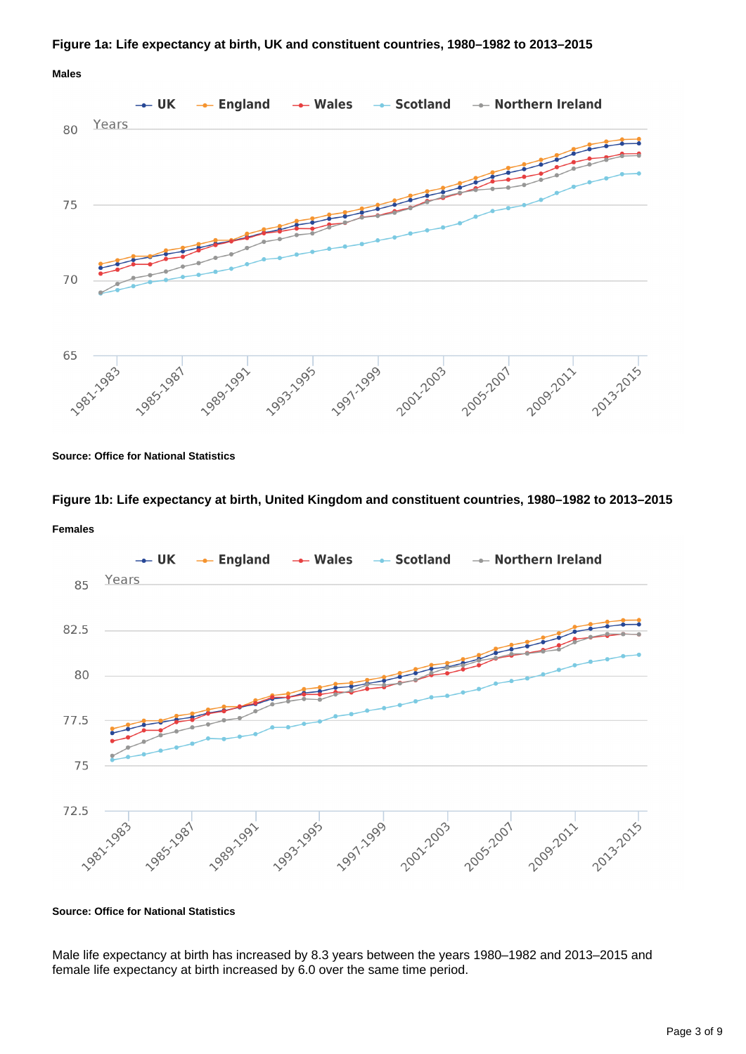**Figure 1a: Life expectancy at birth, UK and constituent countries, 1980–1982 to 2013–2015**

**Males**

**Source: Office for National Statistics**

**Figure 1b: Life expectancy at birth, United Kingdom and constituent countries, 1980–1982 to 2013–2015**

**Females**

**Source: Office for National Statistics**

Male life expectancy at birth has increased by 8.3 years between the years 1980–1982 and 2013–2015 and female life expectancy at birth increased by 6.0 over the same time period.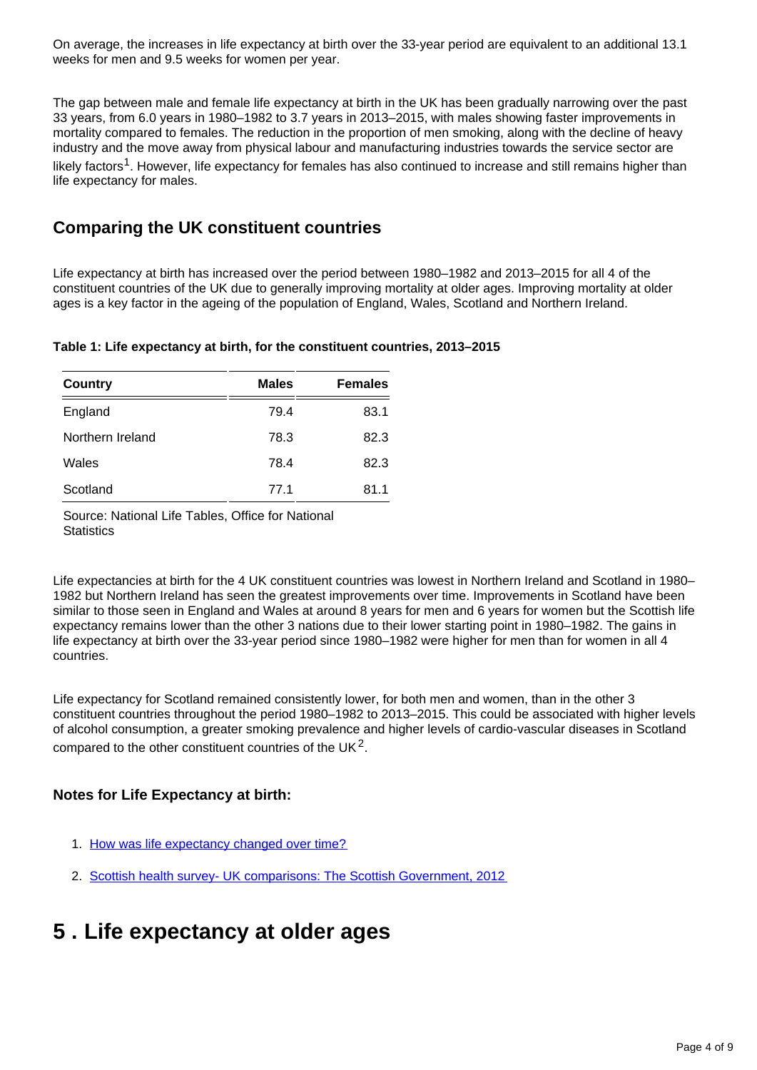On average, the increases in life expectancy at birth over the 33-year period are equivalent to an additional 13.1 weeks for men and 9.5 weeks for women per year.

The gap between male and female life expectancy at birth in the UK has been gradually narrowing over the past 33 years, from 6.0 years in 1980–1982 to 3.7 years in 2013–2015, with males showing faster improvements in mortality compared to females. The reduction in the proportion of men smoking, along with the decline of heavy industry and the move away from physical labour and manufacturing industries towards the service sector are likely factors[1]. However, life expectancy for females has also continued to increase and still remains higher than life expectancy for males.

## Comparing the UK constituent countries

Life expectancy at birth has increased over the period between 1980–1982 and 2013–2015 for all 4 of the constituent countries of the UK due to generally improving mortality at older ages. Improving mortality at older ages is a key factor in the ageing of the population of England, Wales, Scotland and Northern Ireland.

**Table 1: Life expectancy at birth, for the constituent countries, 2013–2015**

| Country | Males | Females |
|---|---|---|
| England | 79.4 | 83.1 |
| Northern Ireland | 78.3 | 82.3 |
| Wales | 78.4 | 82.3 |
| Scotland | 77.1 | 81.1 |

Source: National Life Tables, Office for National Statistics

Life expectancies at birth for the 4 UK constituent countries was lowest in Northern Ireland and Scotland in 1980–1982 but Northern Ireland has seen the greatest improvements over time. Improvements in Scotland have been similar to those seen in England and Wales at around 8 years for men and 6 years for women but the Scottish life expectancy remains lower than the other 3 nations due to their lower starting point in 1980–1982. The gains in life expectancy at birth over the 33-year period since 1980–1982 were higher for men than for women in all 4 countries.

Life expectancy for Scotland remained consistently lower, for both men and women, than in the other 3 constituent countries throughout the period 1980–1982 to 2013–2015. This could be associated with higher levels of alcohol consumption, a greater smoking prevalence and higher levels of cardio-vascular diseases in Scotland compared to the other constituent countries of the UK[2].

### Notes for Life Expectancy at birth:

1. [How was life expectancy changed over time?]
2. [Scottish health survey- UK comparisons: The Scottish Government, 2012]

# 5 . Life expectancy at older ages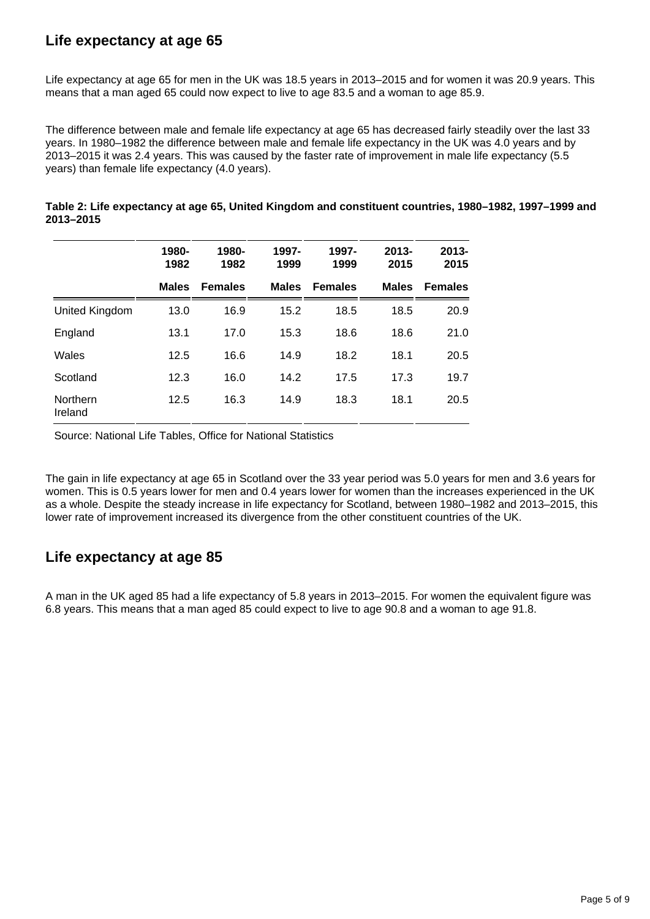## Life expectancy at age 65

Life expectancy at age 65 for men in the UK was 18.5 years in 2013–2015 and for women it was 20.9 years. This means that a man aged 65 could now expect to live to age 83.5 and a woman to age 85.9.

The difference between male and female life expectancy at age 65 has decreased fairly steadily over the last 33 years. In 1980–1982 the difference between male and female life expectancy in the UK was 4.0 years and by 2013–2015 it was 2.4 years. This was caused by the faster rate of improvement in male life expectancy (5.5 years) than female life expectancy (4.0 years).

**Table 2: Life expectancy at age 65, United Kingdom and constituent countries, 1980–1982, 1997–1999 and 2013–2015**

| | 1980-1982 Males | 1980-1982 Females | 1997-1999 Males | 1997-1999 Females | 2013-2015 Males | 2013-2015 Females |
|---|---|---|---|---|---|---|
| United Kingdom | 13.0 | 16.9 | 15.2 | 18.5 | 18.5 | 20.9 |
| England | 13.1 | 17.0 | 15.3 | 18.6 | 18.6 | 21.0 |
| Wales | 12.5 | 16.6 | 14.9 | 18.2 | 18.1 | 20.5 |
| Scotland | 12.3 | 16.0 | 14.2 | 17.5 | 17.3 | 19.7 |
| Northern Ireland | 12.5 | 16.3 | 14.9 | 18.3 | 18.1 | 20.5 |

Source: National Life Tables, Office for National Statistics

The gain in life expectancy at age 65 in Scotland over the 33 year period was 5.0 years for men and 3.6 years for women. This is 0.5 years lower for men and 0.4 years lower for women than the increases experienced in the UK as a whole. Despite the steady increase in life expectancy for Scotland, between 1980–1982 and 2013–2015, this lower rate of improvement increased its divergence from the other constituent countries of the UK.

## Life expectancy at age 85

A man in the UK aged 85 had a life expectancy of 5.8 years in 2013–2015. For women the equivalent figure was 6.8 years. This means that a man aged 85 could expect to live to age 90.8 and a woman to age 91.8.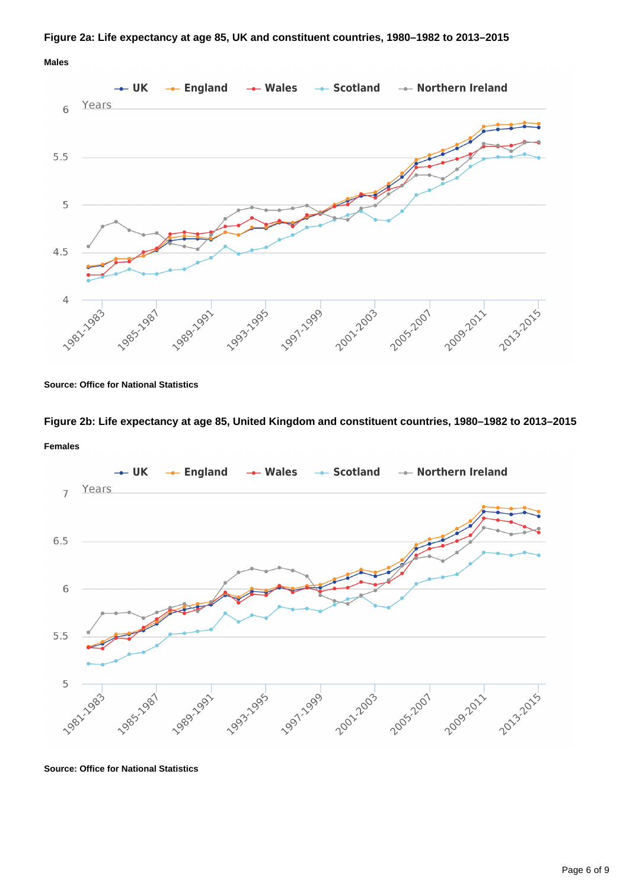**Figure 2a: Life expectancy at age 85, UK and constituent countries, 1980–1982 to 2013–2015**

**Males**

**Source: Office for National Statistics**

**Figure 2b: Life expectancy at age 85, United Kingdom and constituent countries, 1980–1982 to 2013–2015**

**Females**

**Source: Office for National Statistics**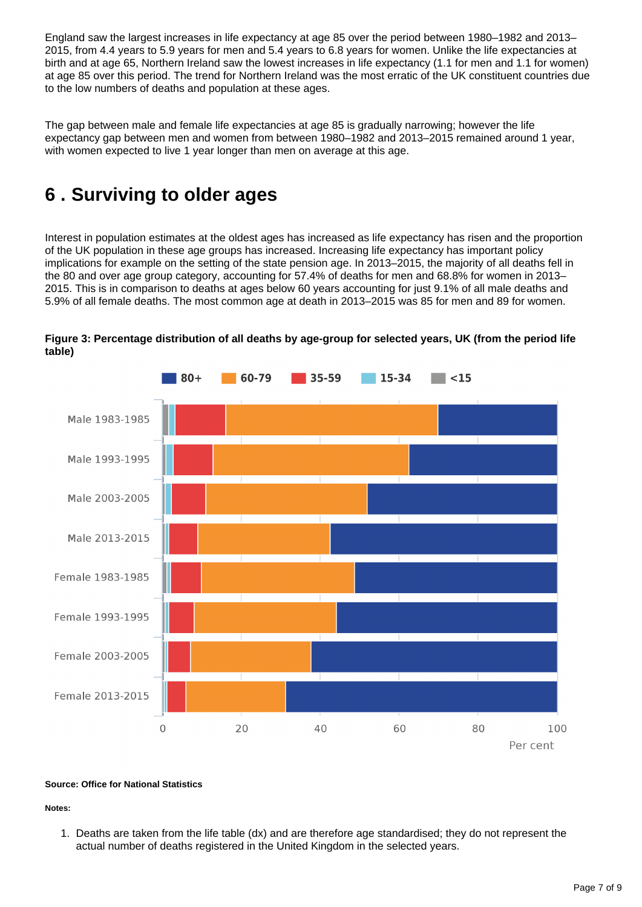England saw the largest increases in life expectancy at age 85 over the period between 1980–1982 and 2013–2015, from 4.4 years to 5.9 years for men and 5.4 years to 6.8 years for women. Unlike the life expectancies at birth and at age 65, Northern Ireland saw the lowest increases in life expectancy (1.1 for men and 1.1 for women) at age 85 over this period. The trend for Northern Ireland was the most erratic of the UK constituent countries due to the low numbers of deaths and population at these ages.

The gap between male and female life expectancies at age 85 is gradually narrowing; however the life expectancy gap between men and women from between 1980–1982 and 2013–2015 remained around 1 year, with women expected to live 1 year longer than men on average at this age.

# 6 . Surviving to older ages

Interest in population estimates at the oldest ages has increased as life expectancy has risen and the proportion of the UK population in these age groups has increased. Increasing life expectancy has important policy implications for example on the setting of the state pension age. In 2013–2015, the majority of all deaths fell in the 80 and over age group category, accounting for 57.4% of deaths for men and 68.8% for women in 2013–2015. This is in comparison to deaths at ages below 60 years accounting for just 9.1% of all male deaths and 5.9% of all female deaths. The most common age at death in 2013–2015 was 85 for men and 89 for women.

**Figure 3: Percentage distribution of all deaths by age-group for selected years, UK (from the period life table)**

**Source: Office for National Statistics**

**Notes:**

1. Deaths are taken from the life table (dx) and are therefore age standardised; they do not represent the actual number of deaths registered in the United Kingdom in the selected years.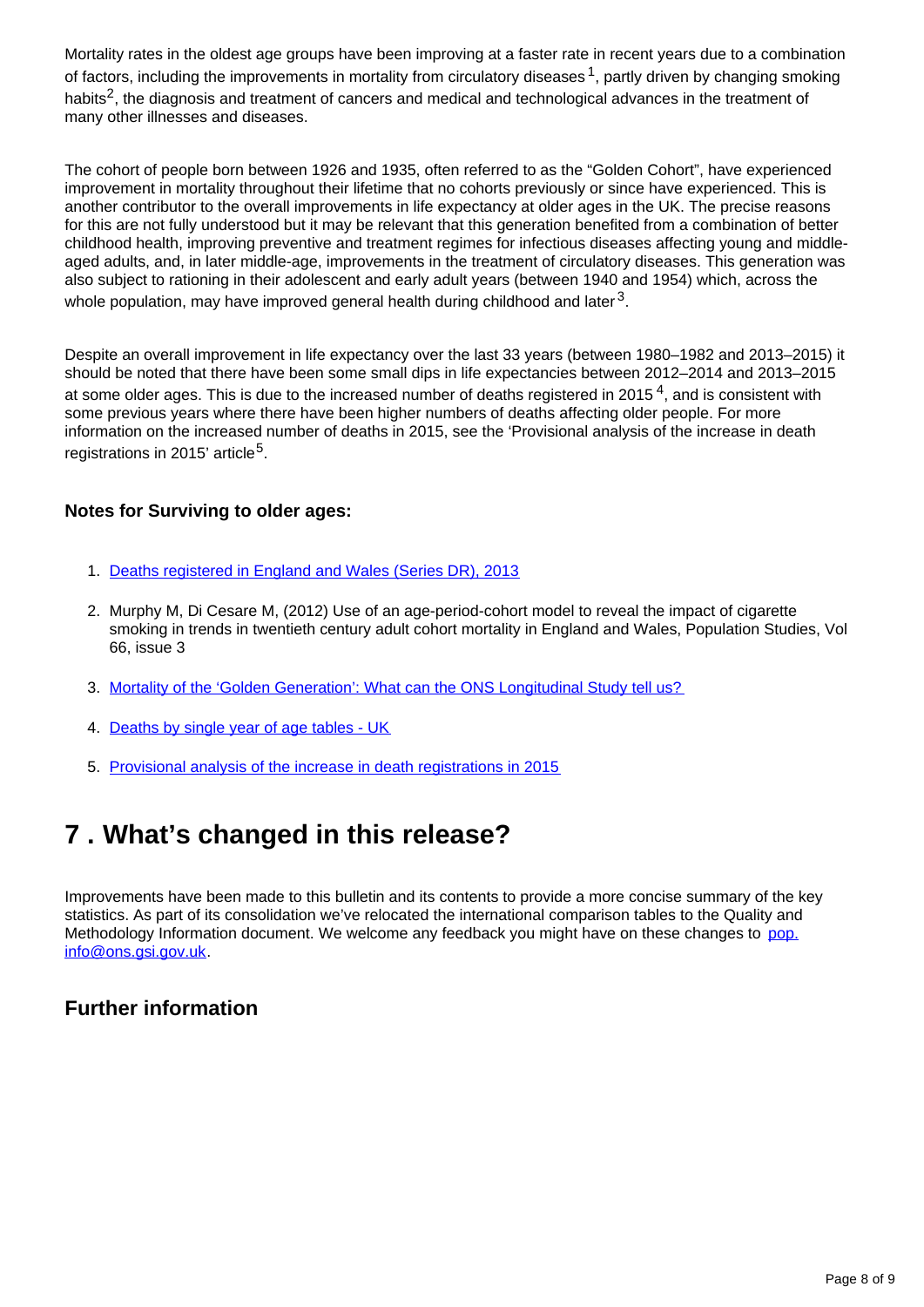Mortality rates in the oldest age groups have been improving at a faster rate in recent years due to a combination of factors, including the improvements in mortality from circulatory diseases [1], partly driven by changing smoking habits[2], the diagnosis and treatment of cancers and medical and technological advances in the treatment of many other illnesses and diseases.

The cohort of people born between 1926 and 1935, often referred to as the "Golden Cohort", have experienced improvement in mortality throughout their lifetime that no cohorts previously or since have experienced. This is another contributor to the overall improvements in life expectancy at older ages in the UK. The precise reasons for this are not fully understood but it may be relevant that this generation benefited from a combination of better childhood health, improving preventive and treatment regimes for infectious diseases affecting young and middle-aged adults, and, in later middle-age, improvements in the treatment of circulatory diseases. This generation was also subject to rationing in their adolescent and early adult years (between 1940 and 1954) which, across the whole population, may have improved general health during childhood and later [3].

Despite an overall improvement in life expectancy over the last 33 years (between 1980–1982 and 2013–2015) it should be noted that there have been some small dips in life expectancies between 2012–2014 and 2013–2015 at some older ages. This is due to the increased number of deaths registered in 2015 [4], and is consistent with some previous years where there have been higher numbers of deaths affecting older people. For more information on the increased number of deaths in 2015, see the 'Provisional analysis of the increase in death registrations in 2015' article[5].

### Notes for Surviving to older ages:

1. Deaths registered in England and Wales (Series DR), 2013
2. Murphy M, Di Cesare M, (2012) Use of an age-period-cohort model to reveal the impact of cigarette smoking in trends in twentieth century adult cohort mortality in England and Wales, Population Studies, Vol 66, issue 3
3. Mortality of the 'Golden Generation': What can the ONS Longitudinal Study tell us?
4. Deaths by single year of age tables - UK
5. Provisional analysis of the increase in death registrations in 2015

## 7 . What's changed in this release?

Improvements have been made to this bulletin and its contents to provide a more concise summary of the key statistics. As part of its consolidation we've relocated the international comparison tables to the Quality and Methodology Information document. We welcome any feedback you might have on these changes to pop.info@ons.gsi.gov.uk.

### Further information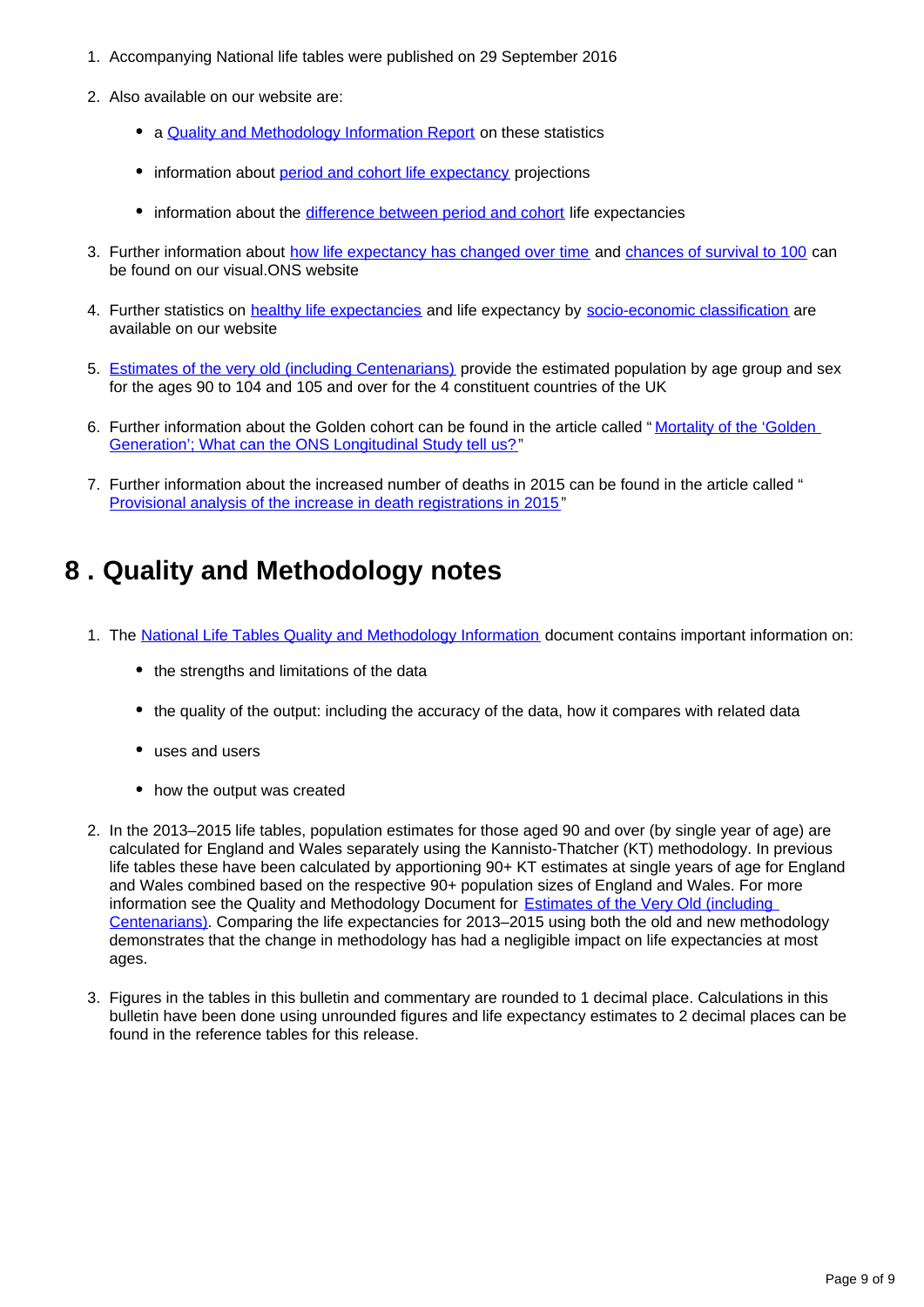1. Accompanying National life tables were published on 29 September 2016
2. Also available on our website are:
   - a Quality and Methodology Information Report on these statistics
   - information about period and cohort life expectancy projections
   - information about the difference between period and cohort life expectancies
3. Further information about how life expectancy has changed over time and chances of survival to 100 can be found on our visual.ONS website
4. Further statistics on healthy life expectancies and life expectancy by socio-economic classification are available on our website
5. Estimates of the very old (including Centenarians) provide the estimated population by age group and sex for the ages 90 to 104 and 105 and over for the 4 constituent countries of the UK
6. Further information about the Golden cohort can be found in the article called "Mortality of the 'Golden Generation'; What can the ONS Longitudinal Study tell us?"
7. Further information about the increased number of deaths in 2015 can be found in the article called "Provisional analysis of the increase in death registrations in 2015"

# 8 . Quality and Methodology notes

1. The National Life Tables Quality and Methodology Information document contains important information on:
   - the strengths and limitations of the data
   - the quality of the output: including the accuracy of the data, how it compares with related data
   - uses and users
   - how the output was created
2. In the 2013–2015 life tables, population estimates for those aged 90 and over (by single year of age) are calculated for England and Wales separately using the Kannisto-Thatcher (KT) methodology. In previous life tables these have been calculated by apportioning 90+ KT estimates at single years of age for England and Wales combined based on the respective 90+ population sizes of England and Wales. For more information see the Quality and Methodology Document for Estimates of the Very Old (including Centenarians). Comparing the life expectancies for 2013–2015 using both the old and new methodology demonstrates that the change in methodology has had a negligible impact on life expectancies at most ages.
3. Figures in the tables in this bulletin and commentary are rounded to 1 decimal place. Calculations in this bulletin have been done using unrounded figures and life expectancy estimates to 2 decimal places can be found in the reference tables for this release.